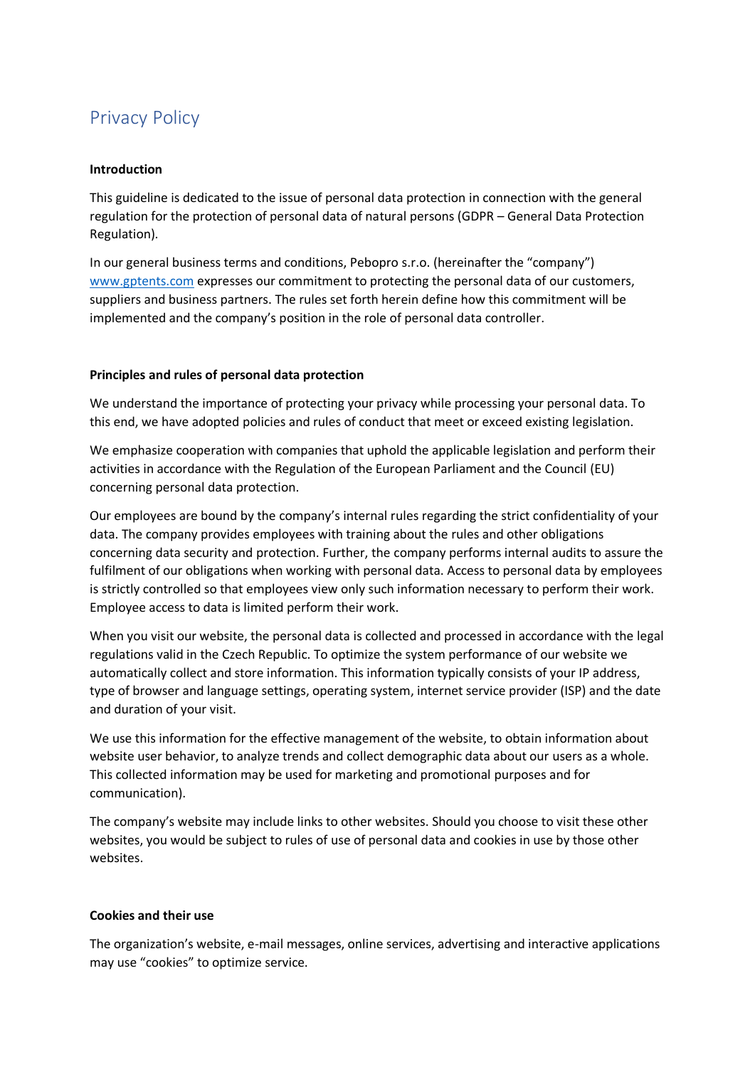# Privacy Policy

**Introduction**

This guideline is dedicated to the issue of personal data protection in connection with the general regulation for the protection of personal data of natural persons (GDPR – General Data Protection Regulation).

In our general business terms and conditions, Pebopro s.r.o. (hereinafter the "company") [www.gptents.com](http://www.gptents.com) expresses our commitment to protecting the personal data of our customers, suppliers and business partners. The rules set forth herein define how this commitment will be implemented and the company's position in the role of personal data controller.

**Principles and rules of personal data protection**

We understand the importance of protecting your privacy while processing your personal data. To this end, we have adopted policies and rules of conduct that meet or exceed existing legislation.

We emphasize cooperation with companies that uphold the applicable legislation and perform their activities in accordance with the Regulation of the European Parliament and the Council (EU) concerning personal data protection.

Our employees are bound by the company's internal rules regarding the strict confidentiality of your data. The company provides employees with training about the rules and other obligations concerning data security and protection. Further, the company performs internal audits to assure the fulfilment of our obligations when working with personal data. Access to personal data by employees is strictly controlled so that employees view only such information necessary to perform their work. Employee access to data is limited perform their work.

When you visit our website, the personal data is collected and processed in accordance with the legal regulations valid in the Czech Republic. To optimize the system performance of our website we automatically collect and store information. This information typically consists of your IP address, type of browser and language settings, operating system, internet service provider (ISP) and the date and duration of your visit.

We use this information for the effective management of the website, to obtain information about website user behavior, to analyze trends and collect demographic data about our users as a whole. This collected information may be used for marketing and promotional purposes and for communication).

The company's website may include links to other websites. Should you choose to visit these other websites, you would be subject to rules of use of personal data and cookies in use by those other websites.

**Cookies and their use**

The organization's website, e-mail messages, online services, advertising and interactive applications may use "cookies" to optimize service.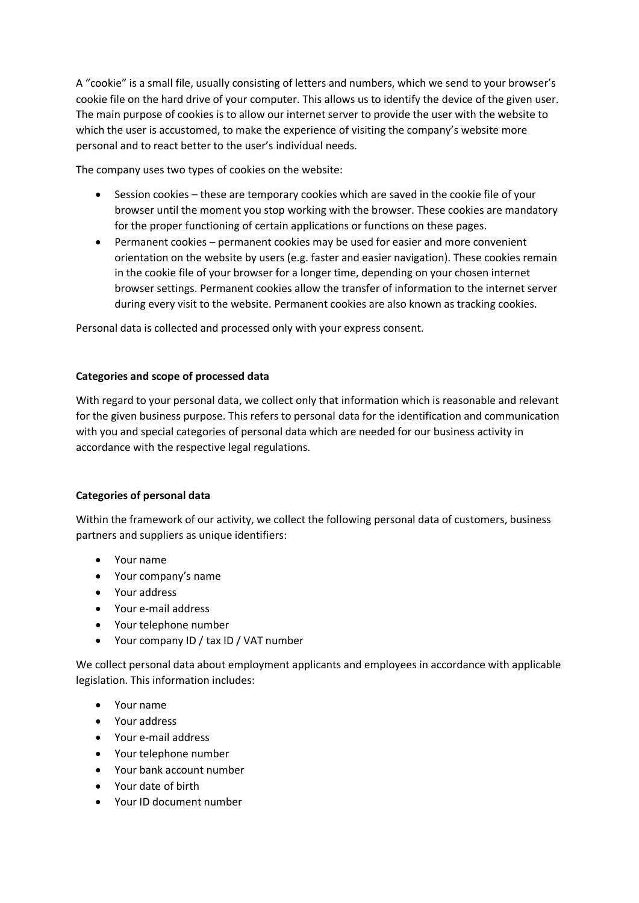A “cookie” is a small file, usually consisting of letters and numbers, which we send to your browser’s cookie file on the hard drive of your computer. This allows us to identify the device of the given user. The main purpose of cookies is to allow our internet server to provide the user with the website to which the user is accustomed, to make the experience of visiting the company’s website more personal and to react better to the user’s individual needs.

The company uses two types of cookies on the website:

- Session cookies – these are temporary cookies which are saved in the cookie file of your browser until the moment you stop working with the browser. These cookies are mandatory for the proper functioning of certain applications or functions on these pages.
- Permanent cookies – permanent cookies may be used for easier and more convenient orientation on the website by users (e.g. faster and easier navigation). These cookies remain in the cookie file of your browser for a longer time, depending on your chosen internet browser settings. Permanent cookies allow the transfer of information to the internet server during every visit to the website. Permanent cookies are also known as tracking cookies.

Personal data is collected and processed only with your express consent.

**Categories and scope of processed data**

With regard to your personal data, we collect only that information which is reasonable and relevant for the given business purpose. This refers to personal data for the identification and communication with you and special categories of personal data which are needed for our business activity in accordance with the respective legal regulations.

**Categories of personal data**

Within the framework of our activity, we collect the following personal data of customers, business partners and suppliers as unique identifiers:

- Your name
- Your company’s name
- Your address
- Your e-mail address
- Your telephone number
- Your company ID / tax ID / VAT number

We collect personal data about employment applicants and employees in accordance with applicable legislation. This information includes:

- Your name
- Your address
- Your e-mail address
- Your telephone number
- Your bank account number
- Your date of birth
- Your ID document number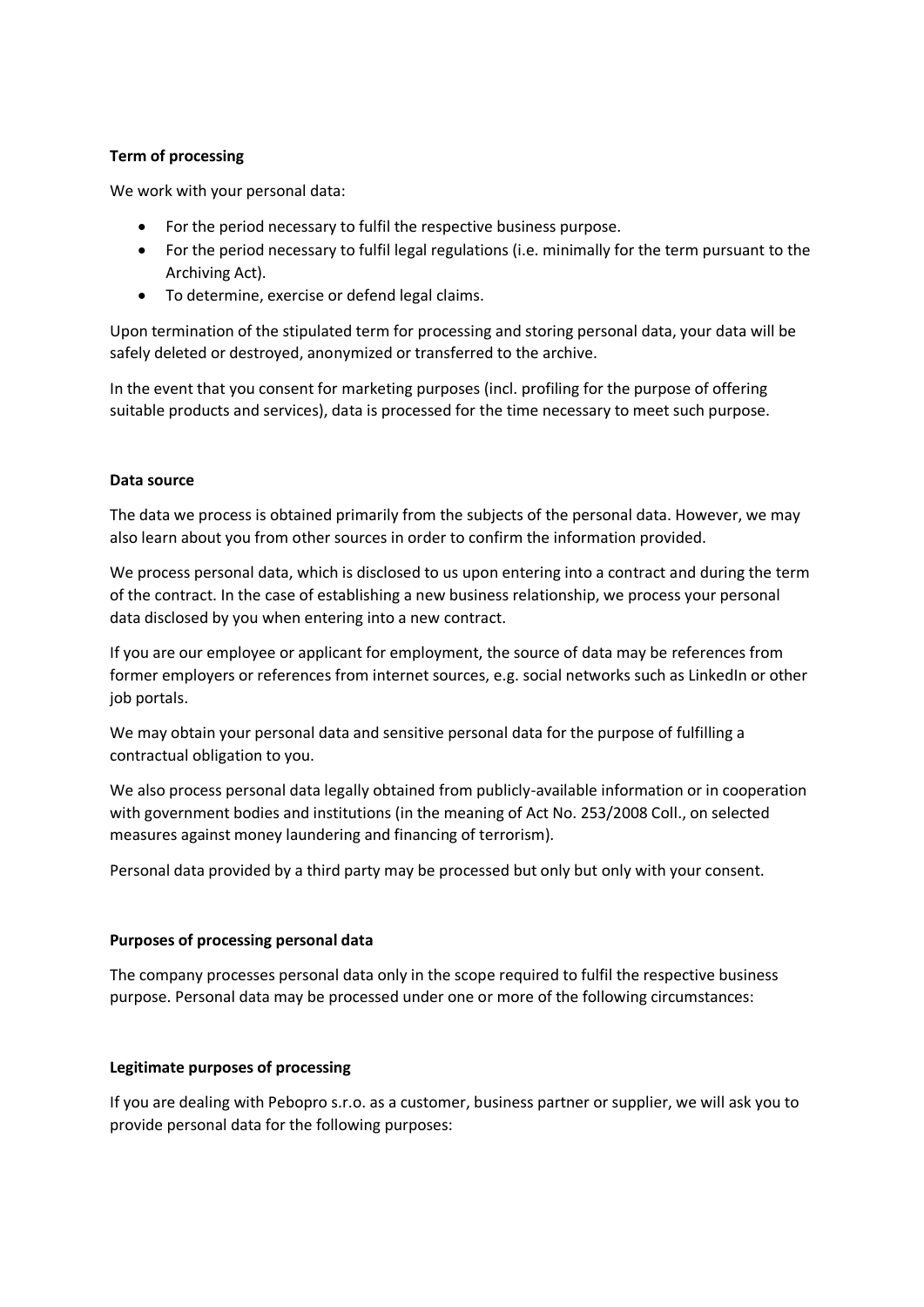**Term of processing**

We work with your personal data:

- For the period necessary to fulfil the respective business purpose.
- For the period necessary to fulfil legal regulations (i.e. minimally for the term pursuant to the Archiving Act).
- To determine, exercise or defend legal claims.

Upon termination of the stipulated term for processing and storing personal data, your data will be safely deleted or destroyed, anonymized or transferred to the archive.

In the event that you consent for marketing purposes (incl. profiling for the purpose of offering suitable products and services), data is processed for the time necessary to meet such purpose.

**Data source**

The data we process is obtained primarily from the subjects of the personal data. However, we may also learn about you from other sources in order to confirm the information provided.

We process personal data, which is disclosed to us upon entering into a contract and during the term of the contract. In the case of establishing a new business relationship, we process your personal data disclosed by you when entering into a new contract.

If you are our employee or applicant for employment, the source of data may be references from former employers or references from internet sources, e.g. social networks such as LinkedIn or other job portals.

We may obtain your personal data and sensitive personal data for the purpose of fulfilling a contractual obligation to you.

We also process personal data legally obtained from publicly-available information or in cooperation with government bodies and institutions (in the meaning of Act No. 253/2008 Coll., on selected measures against money laundering and financing of terrorism).

Personal data provided by a third party may be processed but only but only with your consent.

**Purposes of processing personal data**

The company processes personal data only in the scope required to fulfil the respective business purpose. Personal data may be processed under one or more of the following circumstances:

**Legitimate purposes of processing**

If you are dealing with Pebopro s.r.o. as a customer, business partner or supplier, we will ask you to provide personal data for the following purposes: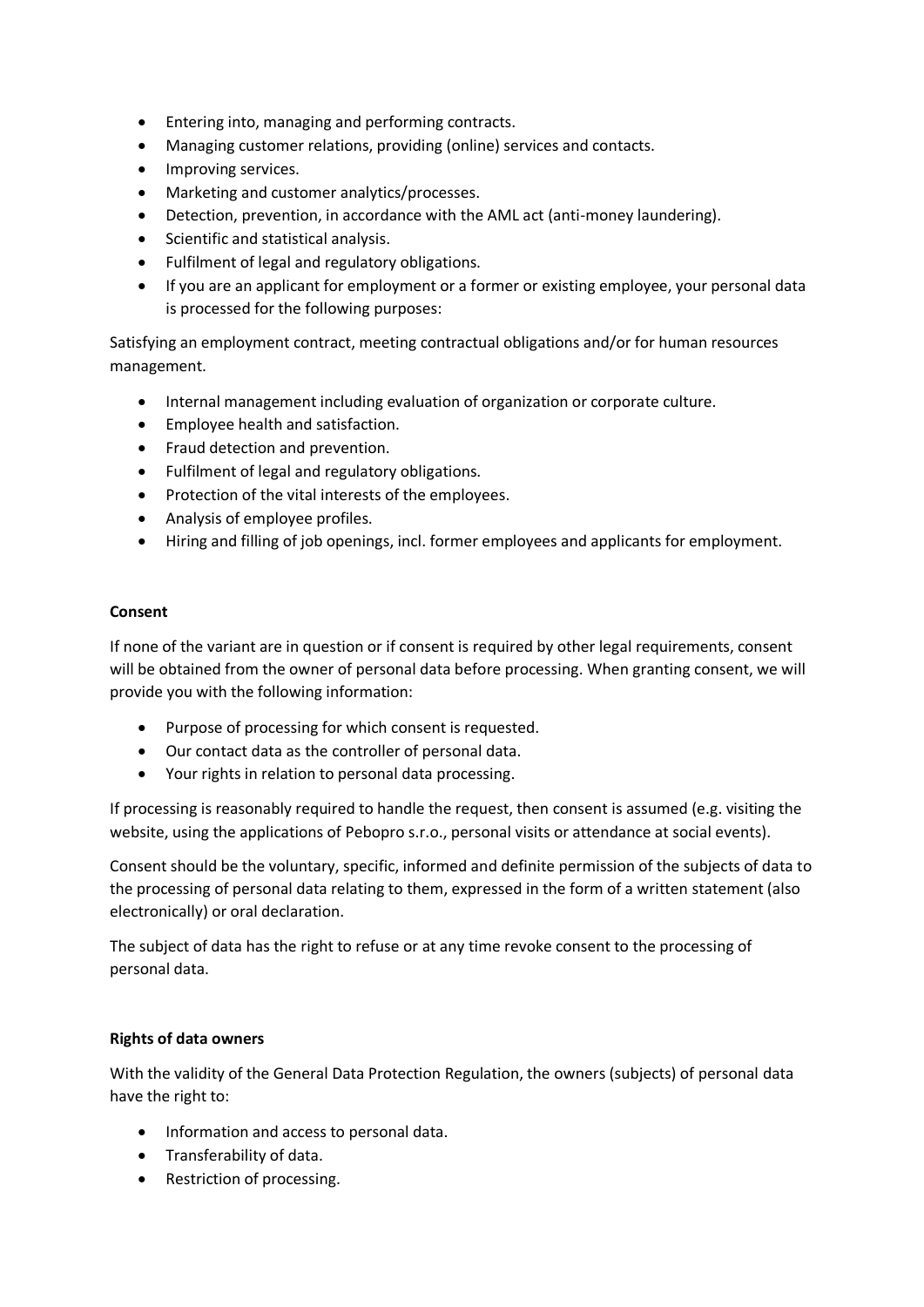- Entering into, managing and performing contracts.
- Managing customer relations, providing (online) services and contacts.
- Improving services.
- Marketing and customer analytics/processes.
- Detection, prevention, in accordance with the AML act (anti-money laundering).
- Scientific and statistical analysis.
- Fulfilment of legal and regulatory obligations.
- If you are an applicant for employment or a former or existing employee, your personal data is processed for the following purposes:

Satisfying an employment contract, meeting contractual obligations and/or for human resources management.

- Internal management including evaluation of organization or corporate culture.
- Employee health and satisfaction.
- Fraud detection and prevention.
- Fulfilment of legal and regulatory obligations.
- Protection of the vital interests of the employees.
- Analysis of employee profiles.
- Hiring and filling of job openings, incl. former employees and applicants for employment.

**Consent**

If none of the variant are in question or if consent is required by other legal requirements, consent will be obtained from the owner of personal data before processing. When granting consent, we will provide you with the following information:

- Purpose of processing for which consent is requested.
- Our contact data as the controller of personal data.
- Your rights in relation to personal data processing.

If processing is reasonably required to handle the request, then consent is assumed (e.g. visiting the website, using the applications of Pebopro s.r.o., personal visits or attendance at social events).

Consent should be the voluntary, specific, informed and definite permission of the subjects of data to the processing of personal data relating to them, expressed in the form of a written statement (also electronically) or oral declaration.

The subject of data has the right to refuse or at any time revoke consent to the processing of personal data.

**Rights of data owners**

With the validity of the General Data Protection Regulation, the owners (subjects) of personal data have the right to:

- Information and access to personal data.
- Transferability of data.
- Restriction of processing.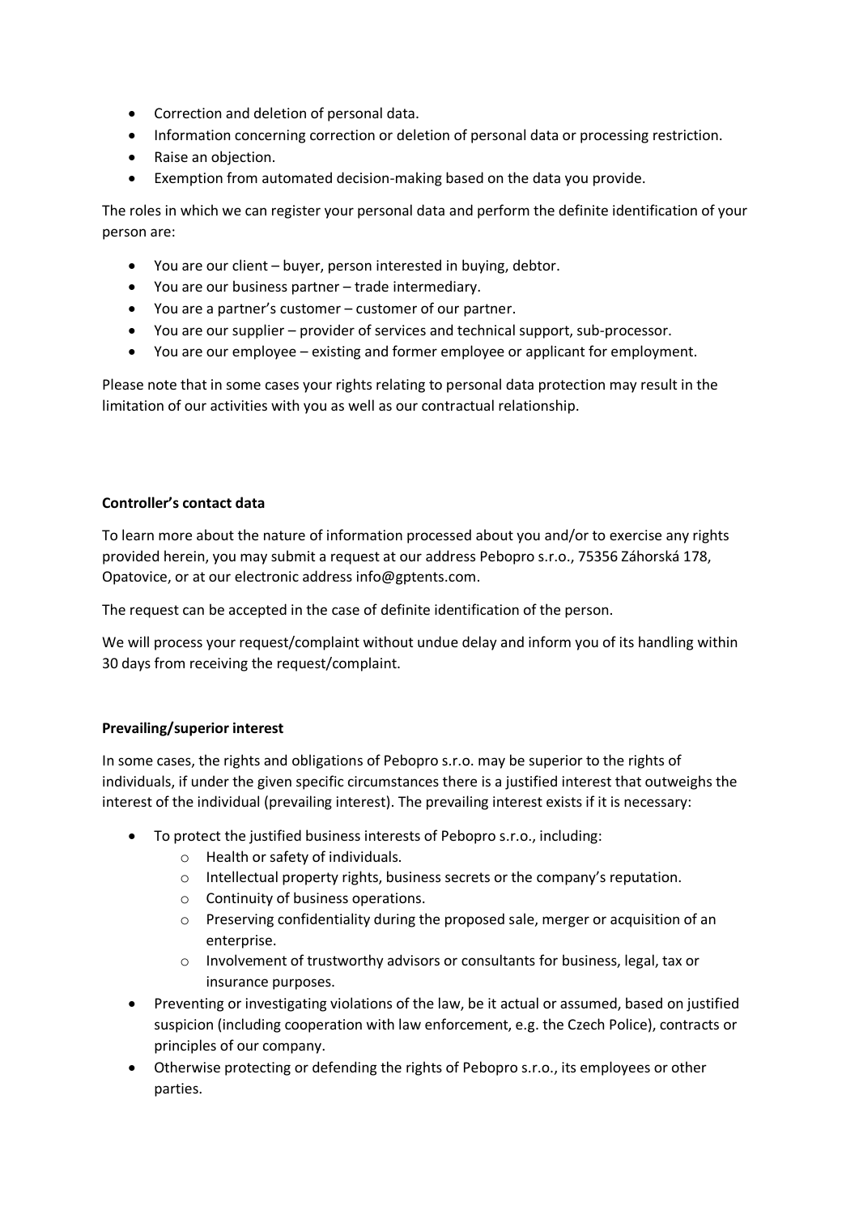- Correction and deletion of personal data.
- Information concerning correction or deletion of personal data or processing restriction.
- Raise an objection.
- Exemption from automated decision-making based on the data you provide.

The roles in which we can register your personal data and perform the definite identification of your person are:

- You are our client – buyer, person interested in buying, debtor.
- You are our business partner – trade intermediary.
- You are a partner's customer – customer of our partner.
- You are our supplier – provider of services and technical support, sub-processor.
- You are our employee – existing and former employee or applicant for employment.

Please note that in some cases your rights relating to personal data protection may result in the limitation of our activities with you as well as our contractual relationship.

**Controller's contact data**

To learn more about the nature of information processed about you and/or to exercise any rights provided herein, you may submit a request at our address Pebopro s.r.o., 75356 Záhorská 178, Opatovice, or at our electronic address info@gptents.com.

The request can be accepted in the case of definite identification of the person.

We will process your request/complaint without undue delay and inform you of its handling within 30 days from receiving the request/complaint.

**Prevailing/superior interest**

In some cases, the rights and obligations of Pebopro s.r.o. may be superior to the rights of individuals, if under the given specific circumstances there is a justified interest that outweighs the interest of the individual (prevailing interest). The prevailing interest exists if it is necessary:

- To protect the justified business interests of Pebopro s.r.o., including:
  - Health or safety of individuals.
  - Intellectual property rights, business secrets or the company's reputation.
  - Continuity of business operations.
  - Preserving confidentiality during the proposed sale, merger or acquisition of an enterprise.
  - Involvement of trustworthy advisors or consultants for business, legal, tax or insurance purposes.
- Preventing or investigating violations of the law, be it actual or assumed, based on justified suspicion (including cooperation with law enforcement, e.g. the Czech Police), contracts or principles of our company.
- Otherwise protecting or defending the rights of Pebopro s.r.o., its employees or other parties.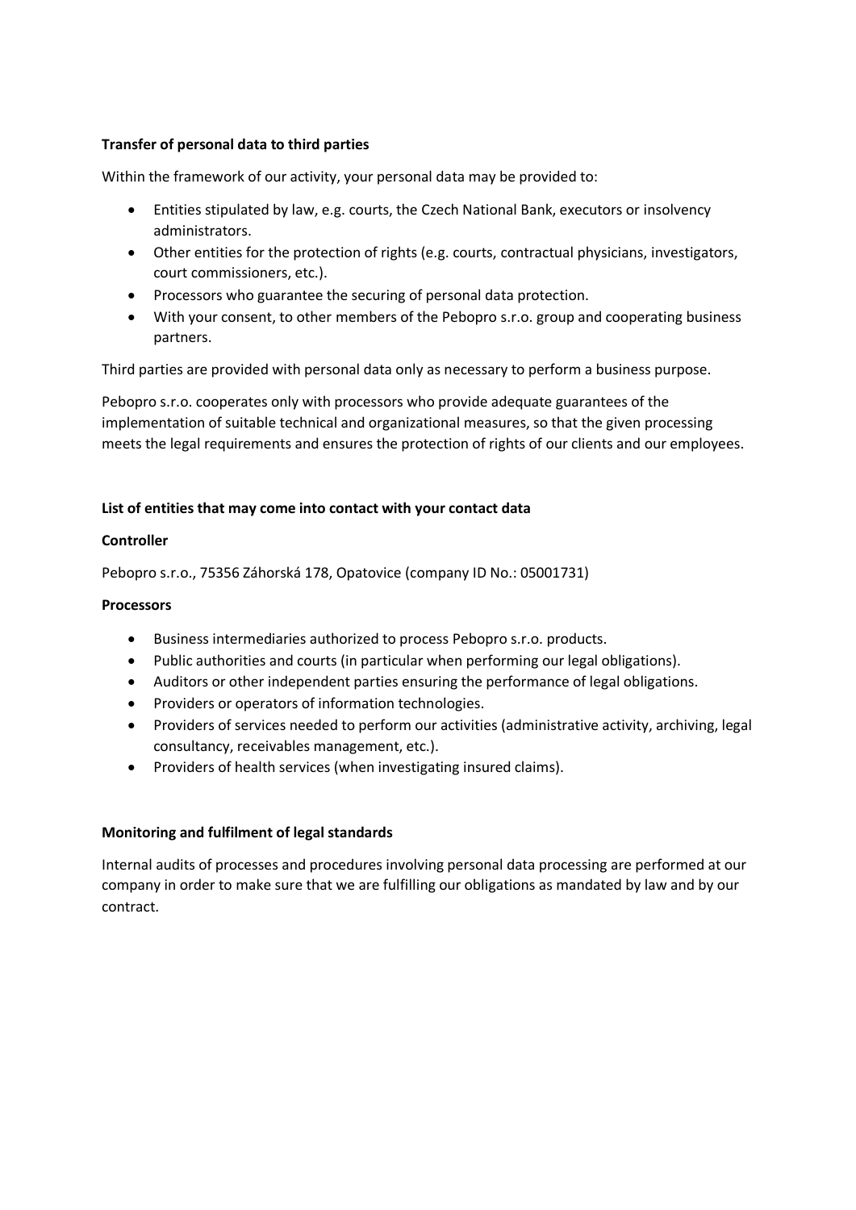**Transfer of personal data to third parties**

Within the framework of our activity, your personal data may be provided to:

- Entities stipulated by law, e.g. courts, the Czech National Bank, executors or insolvency administrators.
- Other entities for the protection of rights (e.g. courts, contractual physicians, investigators, court commissioners, etc.).
- Processors who guarantee the securing of personal data protection.
- With your consent, to other members of the Pebopro s.r.o. group and cooperating business partners.

Third parties are provided with personal data only as necessary to perform a business purpose.

Pebopro s.r.o. cooperates only with processors who provide adequate guarantees of the implementation of suitable technical and organizational measures, so that the given processing meets the legal requirements and ensures the protection of rights of our clients and our employees.

**List of entities that may come into contact with your contact data**

**Controller**

Pebopro s.r.o., 75356 Záhorská 178, Opatovice (company ID No.: 05001731)

**Processors**

- Business intermediaries authorized to process Pebopro s.r.o. products.
- Public authorities and courts (in particular when performing our legal obligations).
- Auditors or other independent parties ensuring the performance of legal obligations.
- Providers or operators of information technologies.
- Providers of services needed to perform our activities (administrative activity, archiving, legal consultancy, receivables management, etc.).
- Providers of health services (when investigating insured claims).

**Monitoring and fulfilment of legal standards**

Internal audits of processes and procedures involving personal data processing are performed at our company in order to make sure that we are fulfilling our obligations as mandated by law and by our contract.